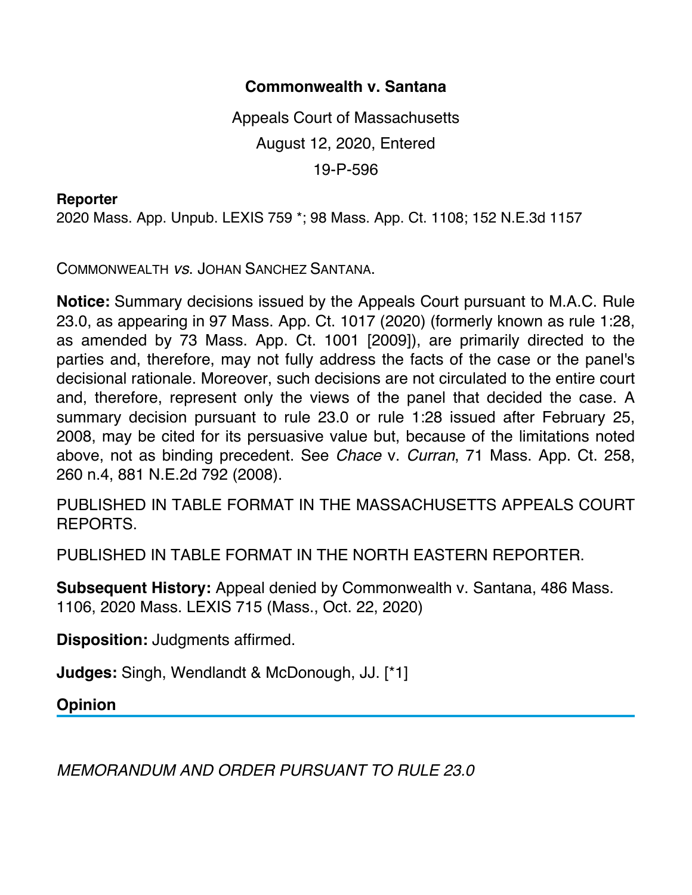# Commonwealth v. Santana

Appeals Court of Massachusetts

August 12, 2020, Entered

19-P-596

**Reporter**

2020 Mass. App. Unpub. LEXIS 759 *; 98 Mass. App. Ct. 1108; 152 N.E.3d 1157

COMMONWEALTH *vs.* JOHAN SANCHEZ SANTANA.

**Notice:** Summary decisions issued by the Appeals Court pursuant to M.A.C. Rule 23.0, as appearing in 97 Mass. App. Ct. 1017 (2020) (formerly known as rule 1:28, as amended by 73 Mass. App. Ct. 1001 [2009]), are primarily directed to the parties and, therefore, may not fully address the facts of the case or the panel's decisional rationale. Moreover, such decisions are not circulated to the entire court and, therefore, represent only the views of the panel that decided the case. A summary decision pursuant to rule 23.0 or rule 1:28 issued after February 25, 2008, may be cited for its persuasive value but, because of the limitations noted above, not as binding precedent. See *Chace* v. *Curran*, 71 Mass. App. Ct. 258, 260 n.4, 881 N.E.2d 792 (2008).

PUBLISHED IN TABLE FORMAT IN THE MASSACHUSETTS APPEALS COURT REPORTS.

PUBLISHED IN TABLE FORMAT IN THE NORTH EASTERN REPORTER.

**Subsequent History:** Appeal denied by Commonwealth v. Santana, 486 Mass. 1106, 2020 Mass. LEXIS 715 (Mass., Oct. 22, 2020)

**Disposition:** Judgments affirmed.

**Judges:** Singh, Wendlandt & McDonough, JJ. [*1]

## Opinion

*MEMORANDUM AND ORDER PURSUANT TO RULE 23.0*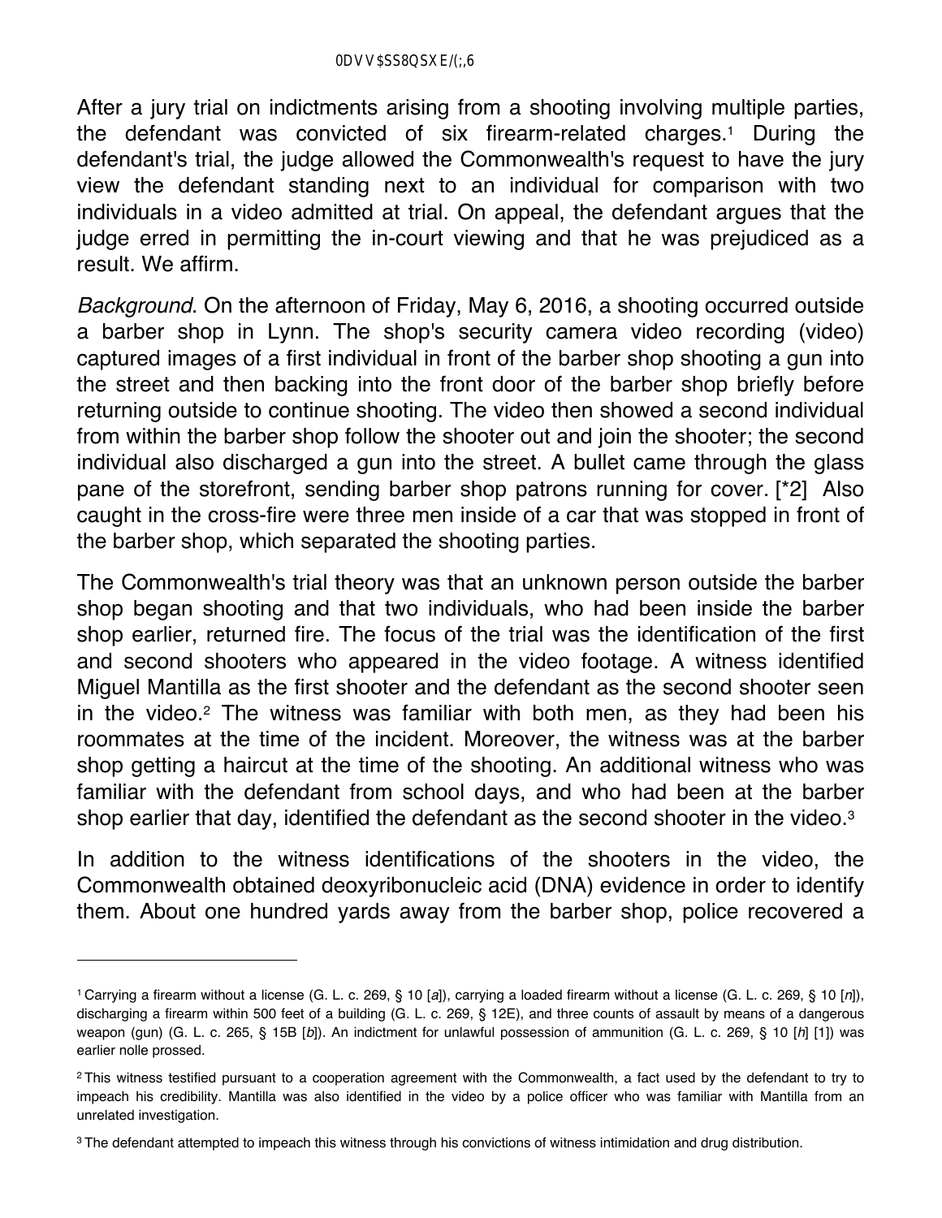After a jury trial on indictments arising from a shooting involving multiple parties, the defendant was convicted of six firearm-related charges.[1] During the defendant's trial, the judge allowed the Commonwealth's request to have the jury view the defendant standing next to an individual for comparison with two individuals in a video admitted at trial. On appeal, the defendant argues that the judge erred in permitting the in-court viewing and that he was prejudiced as a result. We affirm.

*Background*. On the afternoon of Friday, May 6, 2016, a shooting occurred outside a barber shop in Lynn. The shop's security camera video recording (video) captured images of a first individual in front of the barber shop shooting a gun into the street and then backing into the front door of the barber shop briefly before returning outside to continue shooting. The video then showed a second individual from within the barber shop follow the shooter out and join the shooter; the second individual also discharged a gun into the street. A bullet came through the glass pane of the storefront, sending barber shop patrons running for cover. [*2] Also caught in the cross-fire were three men inside of a car that was stopped in front of the barber shop, which separated the shooting parties.

The Commonwealth's trial theory was that an unknown person outside the barber shop began shooting and that two individuals, who had been inside the barber shop earlier, returned fire. The focus of the trial was the identification of the first and second shooters who appeared in the video footage. A witness identified Miguel Mantilla as the first shooter and the defendant as the second shooter seen in the video.[2] The witness was familiar with both men, as they had been his roommates at the time of the incident. Moreover, the witness was at the barber shop getting a haircut at the time of the shooting. An additional witness who was familiar with the defendant from school days, and who had been at the barber shop earlier that day, identified the defendant as the second shooter in the video.[3]

In addition to the witness identifications of the shooters in the video, the Commonwealth obtained deoxyribonucleic acid (DNA) evidence in order to identify them. About one hundred yards away from the barber shop, police recovered a

---

[1] Carrying a firearm without a license (G. L. c. 269, § 10 [*a*]), carrying a loaded firearm without a license (G. L. c. 269, § 10 [*n*]), discharging a firearm within 500 feet of a building (G. L. c. 269, § 12E), and three counts of assault by means of a dangerous weapon (gun) (G. L. c. 265, § 15B [*b*]). An indictment for unlawful possession of ammunition (G. L. c. 269, § 10 [*h*] [1]) was earlier nolle prossed.

[2] This witness testified pursuant to a cooperation agreement with the Commonwealth, a fact used by the defendant to try to impeach his credibility. Mantilla was also identified in the video by a police officer who was familiar with Mantilla from an unrelated investigation.

[3] The defendant attempted to impeach this witness through his convictions of witness intimidation and drug distribution.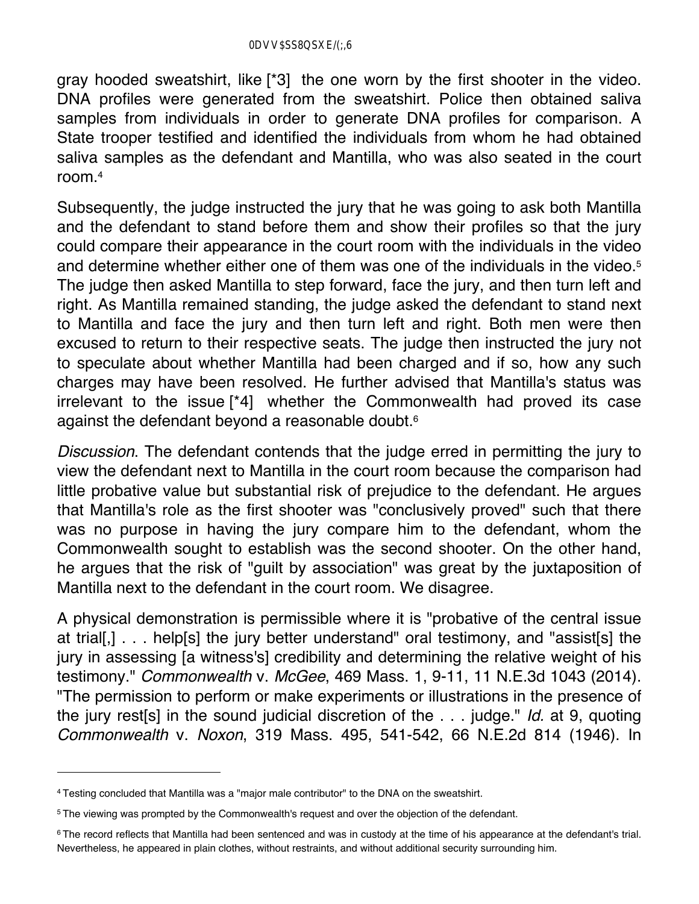gray hooded sweatshirt, like [*3] the one worn by the first shooter in the video. DNA profiles were generated from the sweatshirt. Police then obtained saliva samples from individuals in order to generate DNA profiles for comparison. A State trooper testified and identified the individuals from whom he had obtained saliva samples as the defendant and Mantilla, who was also seated in the court room.[4]

Subsequently, the judge instructed the jury that he was going to ask both Mantilla and the defendant to stand before them and show their profiles so that the jury could compare their appearance in the court room with the individuals in the video and determine whether either one of them was one of the individuals in the video.[5] The judge then asked Mantilla to step forward, face the jury, and then turn left and right. As Mantilla remained standing, the judge asked the defendant to stand next to Mantilla and face the jury and then turn left and right. Both men were then excused to return to their respective seats. The judge then instructed the jury not to speculate about whether Mantilla had been charged and if so, how any such charges may have been resolved. He further advised that Mantilla's status was irrelevant to the issue [*4] whether the Commonwealth had proved its case against the defendant beyond a reasonable doubt.[6]

*Discussion*. The defendant contends that the judge erred in permitting the jury to view the defendant next to Mantilla in the court room because the comparison had little probative value but substantial risk of prejudice to the defendant. He argues that Mantilla's role as the first shooter was "conclusively proved" such that there was no purpose in having the jury compare him to the defendant, whom the Commonwealth sought to establish was the second shooter. On the other hand, he argues that the risk of "guilt by association" was great by the juxtaposition of Mantilla next to the defendant in the court room. We disagree.

A physical demonstration is permissible where it is "probative of the central issue at trial[,] . . . help[s] the jury better understand" oral testimony, and "assist[s] the jury in assessing [a witness's] credibility and determining the relative weight of his testimony." *Commonwealth* v. *McGee*, 469 Mass. 1, 9-11, 11 N.E.3d 1043 (2014). "The permission to perform or make experiments or illustrations in the presence of the jury rest[s] in the sound judicial discretion of the . . . judge." *Id.* at 9, quoting *Commonwealth* v. *Noxon*, 319 Mass. 495, 541-542, 66 N.E.2d 814 (1946). In

---

[4] Testing concluded that Mantilla was a "major male contributor" to the DNA on the sweatshirt.

[5] The viewing was prompted by the Commonwealth's request and over the objection of the defendant.

[6] The record reflects that Mantilla had been sentenced and was in custody at the time of his appearance at the defendant's trial. Nevertheless, he appeared in plain clothes, without restraints, and without additional security surrounding him.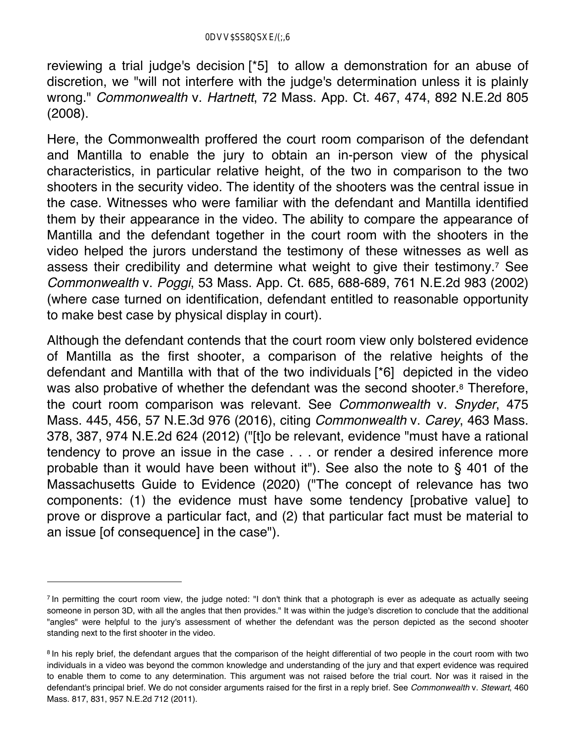reviewing a trial judge's decision [*5] to allow a demonstration for an abuse of discretion, we "will not interfere with the judge's determination unless it is plainly wrong." *Commonwealth* v. *Hartnett*, 72 Mass. App. Ct. 467, 474, 892 N.E.2d 805 (2008).

Here, the Commonwealth proffered the court room comparison of the defendant and Mantilla to enable the jury to obtain an in-person view of the physical characteristics, in particular relative height, of the two in comparison to the two shooters in the security video. The identity of the shooters was the central issue in the case. Witnesses who were familiar with the defendant and Mantilla identified them by their appearance in the video. The ability to compare the appearance of Mantilla and the defendant together in the court room with the shooters in the video helped the jurors understand the testimony of these witnesses as well as assess their credibility and determine what weight to give their testimony.[7] See *Commonwealth* v. *Poggi*, 53 Mass. App. Ct. 685, 688-689, 761 N.E.2d 983 (2002) (where case turned on identification, defendant entitled to reasonable opportunity to make best case by physical display in court).

Although the defendant contends that the court room view only bolstered evidence of Mantilla as the first shooter, a comparison of the relative heights of the defendant and Mantilla with that of the two individuals [*6] depicted in the video was also probative of whether the defendant was the second shooter.[8] Therefore, the court room comparison was relevant. See *Commonwealth* v. *Snyder*, 475 Mass. 445, 456, 57 N.E.3d 976 (2016), citing *Commonwealth* v. *Carey*, 463 Mass. 378, 387, 974 N.E.2d 624 (2012) ("[t]o be relevant, evidence "must have a rational tendency to prove an issue in the case . . . or render a desired inference more probable than it would have been without it"). See also the note to § 401 of the Massachusetts Guide to Evidence (2020) ("The concept of relevance has two components: (1) the evidence must have some tendency [probative value] to prove or disprove a particular fact, and (2) that particular fact must be material to an issue [of consequence] in the case").

---

[7] In permitting the court room view, the judge noted: "I don't think that a photograph is ever as adequate as actually seeing someone in person 3D, with all the angles that then provides." It was within the judge's discretion to conclude that the additional "angles" were helpful to the jury's assessment of whether the defendant was the person depicted as the second shooter standing next to the first shooter in the video.

[8] In his reply brief, the defendant argues that the comparison of the height differential of two people in the court room with two individuals in a video was beyond the common knowledge and understanding of the jury and that expert evidence was required to enable them to come to any determination. This argument was not raised before the trial court. Nor was it raised in the defendant's principal brief. We do not consider arguments raised for the first in a reply brief. See *Commonwealth* v. *Stewart*, 460 Mass. 817, 831, 957 N.E.2d 712 (2011).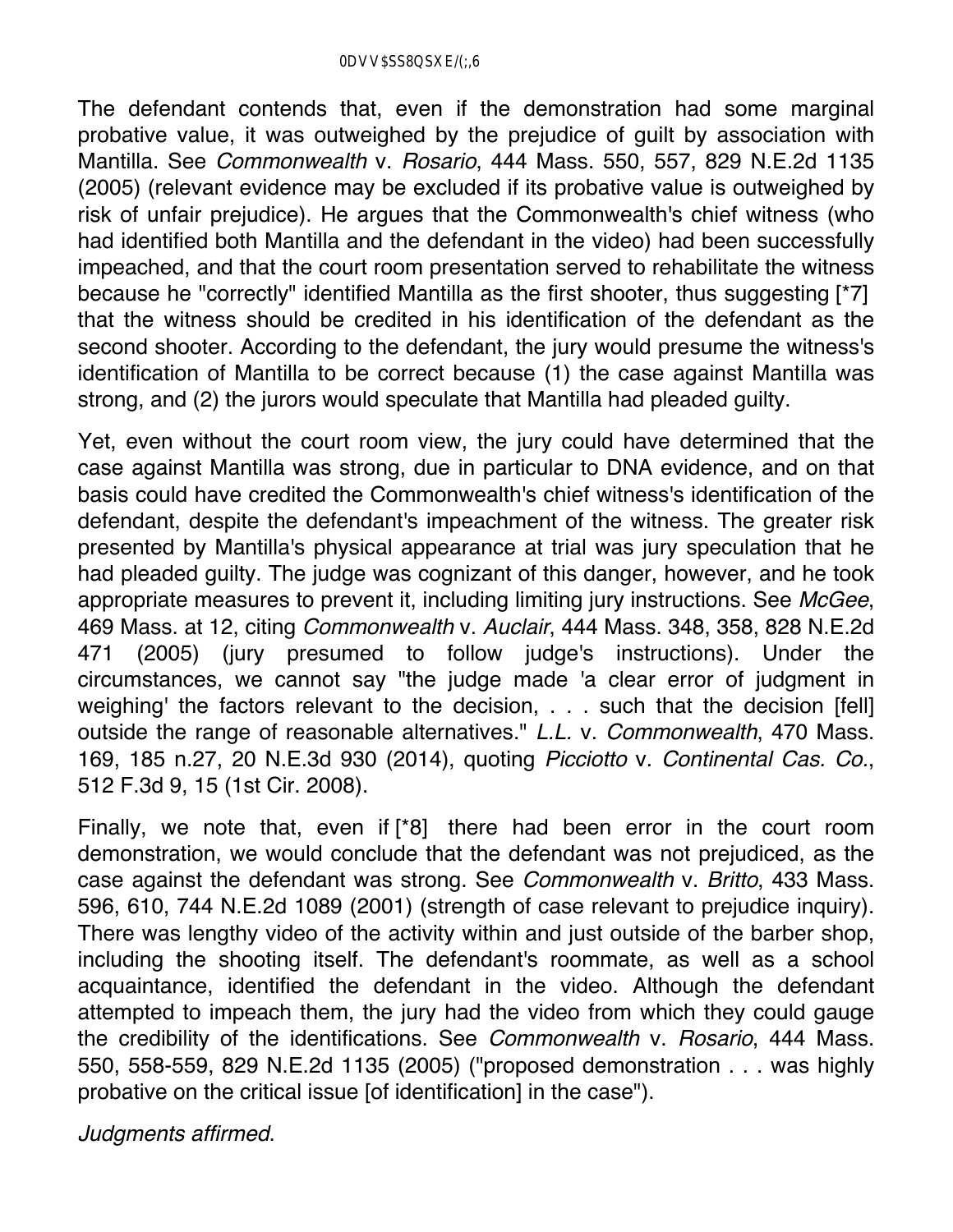The defendant contends that, even if the demonstration had some marginal probative value, it was outweighed by the prejudice of guilt by association with Mantilla. See *Commonwealth* v. *Rosario*, 444 Mass. 550, 557, 829 N.E.2d 1135 (2005) (relevant evidence may be excluded if its probative value is outweighed by risk of unfair prejudice). He argues that the Commonwealth's chief witness (who had identified both Mantilla and the defendant in the video) had been successfully impeached, and that the court room presentation served to rehabilitate the witness because he "correctly" identified Mantilla as the first shooter, thus suggesting [*7] that the witness should be credited in his identification of the defendant as the second shooter. According to the defendant, the jury would presume the witness's identification of Mantilla to be correct because (1) the case against Mantilla was strong, and (2) the jurors would speculate that Mantilla had pleaded guilty.

Yet, even without the court room view, the jury could have determined that the case against Mantilla was strong, due in particular to DNA evidence, and on that basis could have credited the Commonwealth's chief witness's identification of the defendant, despite the defendant's impeachment of the witness. The greater risk presented by Mantilla's physical appearance at trial was jury speculation that he had pleaded guilty. The judge was cognizant of this danger, however, and he took appropriate measures to prevent it, including limiting jury instructions. See *McGee*, 469 Mass. at 12, citing *Commonwealth* v. *Auclair*, 444 Mass. 348, 358, 828 N.E.2d 471 (2005) (jury presumed to follow judge's instructions). Under the circumstances, we cannot say "the judge made 'a clear error of judgment in weighing' the factors relevant to the decision, . . . such that the decision [fell] outside the range of reasonable alternatives." *L.L.* v. *Commonwealth*, 470 Mass. 169, 185 n.27, 20 N.E.3d 930 (2014), quoting *Picciotto* v. *Continental Cas. Co.*, 512 F.3d 9, 15 (1st Cir. 2008).

Finally, we note that, even if [*8] there had been error in the court room demonstration, we would conclude that the defendant was not prejudiced, as the case against the defendant was strong. See *Commonwealth* v. *Britto*, 433 Mass. 596, 610, 744 N.E.2d 1089 (2001) (strength of case relevant to prejudice inquiry). There was lengthy video of the activity within and just outside of the barber shop, including the shooting itself. The defendant's roommate, as well as a school acquaintance, identified the defendant in the video. Although the defendant attempted to impeach them, the jury had the video from which they could gauge the credibility of the identifications. See *Commonwealth* v. *Rosario*, 444 Mass. 550, 558-559, 829 N.E.2d 1135 (2005) ("proposed demonstration . . . was highly probative on the critical issue [of identification] in the case").

*Judgments affirmed*.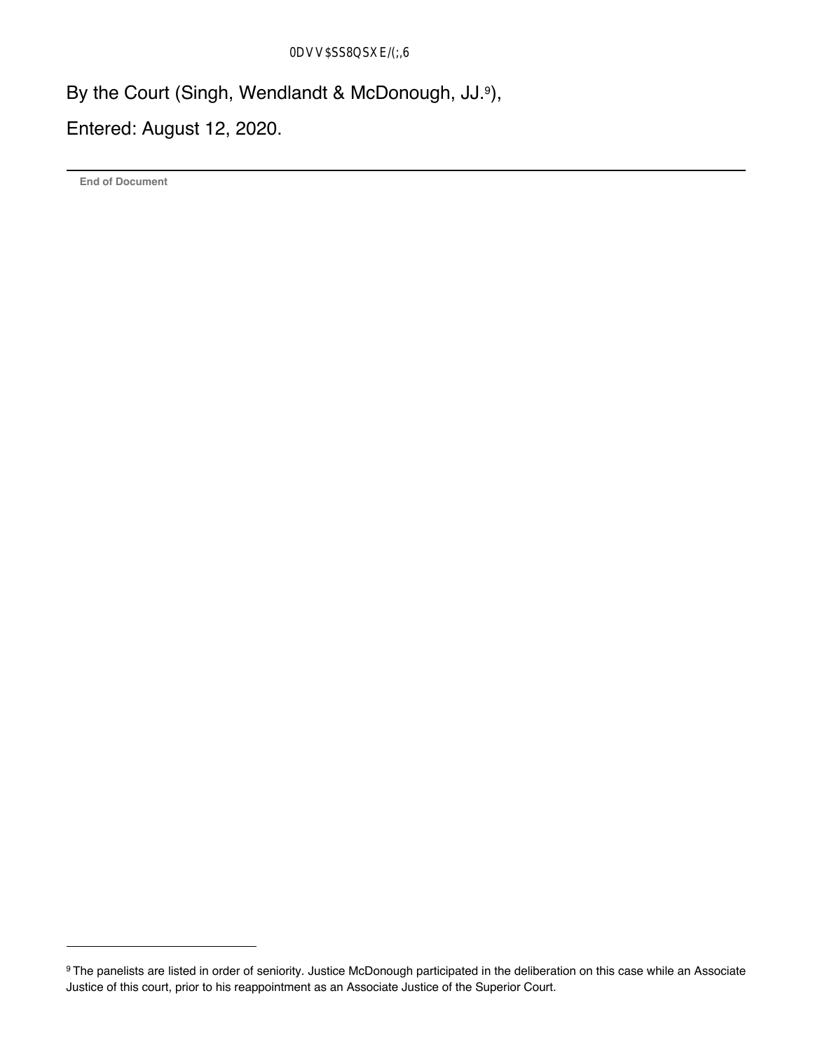By the Court (Singh, Wendlandt & McDonough, JJ.[9]),

Entered: August 12, 2020.

End of Document

[9] The panelists are listed in order of seniority. Justice McDonough participated in the deliberation on this case while an Associate Justice of this court, prior to his reappointment as an Associate Justice of the Superior Court.